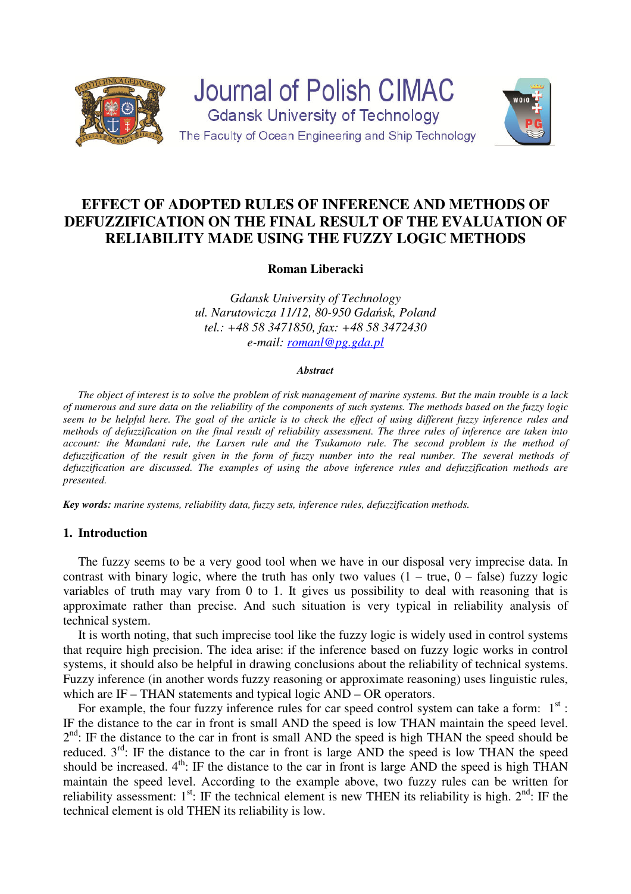Journal of Polish CIMAC
Gdansk University of Technology
The Faculty of Ocean Engineering and Ship Technology

# EFFECT OF ADOPTED RULES OF INFERENCE AND METHODS OF DEFUZZIFICATION ON THE FINAL RESULT OF THE EVALUATION OF RELIABILITY MADE USING THE FUZZY LOGIC METHODS

**Roman Liberacki**

*Gdansk University of Technology*
*ul. Narutowicza 11/12, 80-950 Gdańsk, Poland*
*tel.: +48 58 3471850, fax: +48 58 3472430*
*e-mail: romanl@pg.gda.pl*

***Abstract***

*The object of interest is to solve the problem of risk management of marine systems. But the main trouble is a lack of numerous and sure data on the reliability of the components of such systems. The methods based on the fuzzy logic seem to be helpful here. The goal of the article is to check the effect of using different fuzzy inference rules and methods of defuzzification on the final result of reliability assessment. The three rules of inference are taken into account: the Mamdani rule, the Larsen rule and the Tsukamoto rule. The second problem is the method of defuzzification of the result given in the form of fuzzy number into the real number. The several methods of defuzzification are discussed. The examples of using the above inference rules and defuzzification methods are presented.*

***Key words:*** *marine systems, reliability data, fuzzy sets, inference rules, defuzzification methods.*

## 1. Introduction

The fuzzy seems to be a very good tool when we have in our disposal very imprecise data. In contrast with binary logic, where the truth has only two values (1 – true, 0 – false) fuzzy logic variables of truth may vary from 0 to 1. It gives us possibility to deal with reasoning that is approximate rather than precise. And such situation is very typical in reliability analysis of technical system.

It is worth noting, that such imprecise tool like the fuzzy logic is widely used in control systems that require high precision. The idea arise: if the inference based on fuzzy logic works in control systems, it should also be helpful in drawing conclusions about the reliability of technical systems. Fuzzy inference (in another words fuzzy reasoning or approximate reasoning) uses linguistic rules, which are IF – THAN statements and typical logic AND – OR operators.

For example, the four fuzzy inference rules for car speed control system can take a form: 1st : IF the distance to the car in front is small AND the speed is low THAN maintain the speed level. 2nd: IF the distance to the car in front is small AND the speed is high THAN the speed should be reduced. 3rd: IF the distance to the car in front is large AND the speed is low THAN the speed should be increased. 4th: IF the distance to the car in front is large AND the speed is high THAN maintain the speed level. According to the example above, two fuzzy rules can be written for reliability assessment: 1st: IF the technical element is new THEN its reliability is high. 2nd: IF the technical element is old THEN its reliability is low.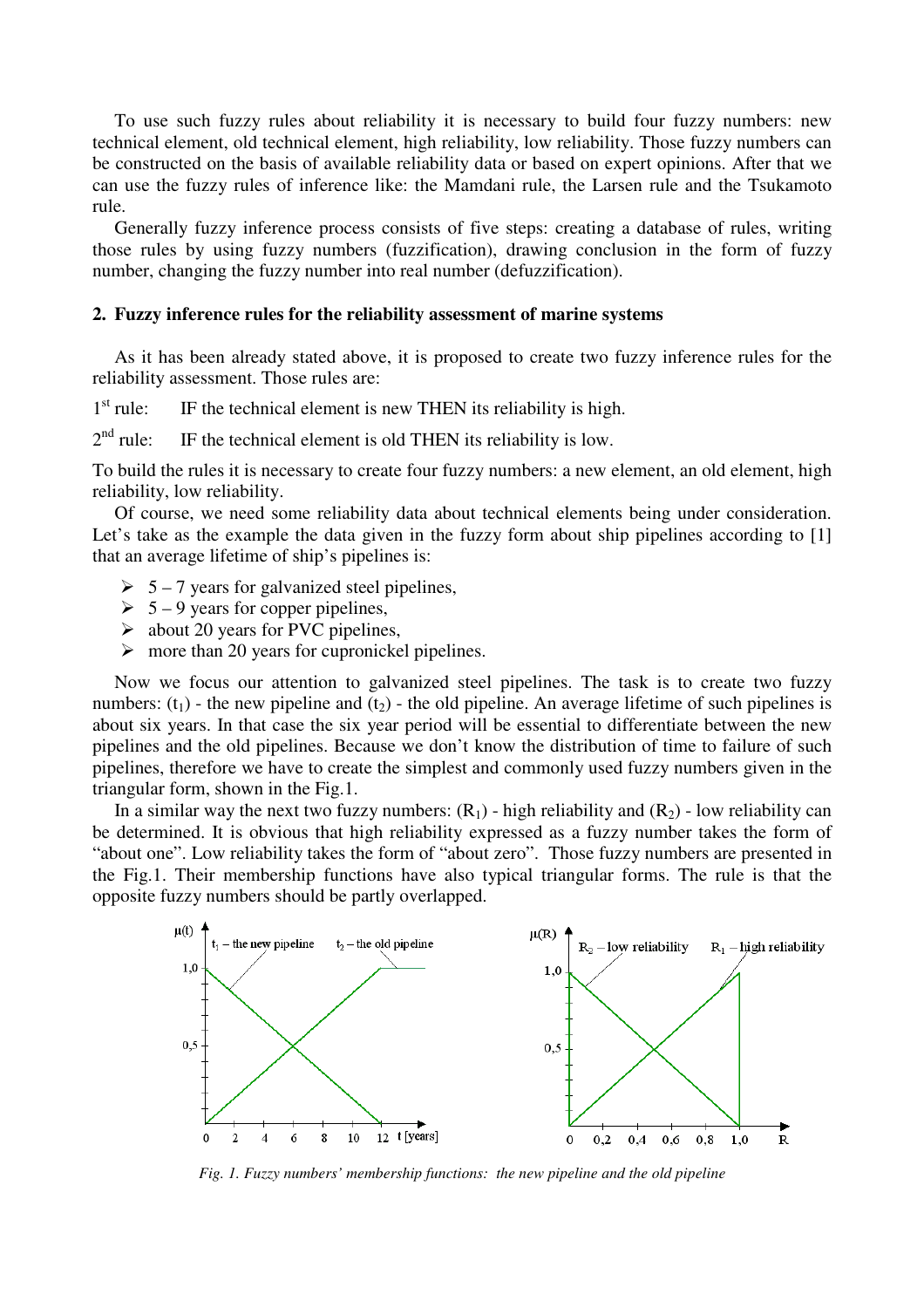To use such fuzzy rules about reliability it is necessary to build four fuzzy numbers: new technical element, old technical element, high reliability, low reliability. Those fuzzy numbers can be constructed on the basis of available reliability data or based on expert opinions. After that we can use the fuzzy rules of inference like: the Mamdani rule, the Larsen rule and the Tsukamoto rule.

Generally fuzzy inference process consists of five steps: creating a database of rules, writing those rules by using fuzzy numbers (fuzzification), drawing conclusion in the form of fuzzy number, changing the fuzzy number into real number (defuzzification).

## 2. Fuzzy inference rules for the reliability assessment of marine systems

As it has been already stated above, it is proposed to create two fuzzy inference rules for the reliability assessment. Those rules are:

1st rule: IF the technical element is new THEN its reliability is high.

2nd rule: IF the technical element is old THEN its reliability is low.

To build the rules it is necessary to create four fuzzy numbers: a new element, an old element, high reliability, low reliability.

Of course, we need some reliability data about technical elements being under consideration. Let's take as the example the data given in the fuzzy form about ship pipelines according to [1] that an average lifetime of ship's pipelines is:

- 5 – 7 years for galvanized steel pipelines,
- 5 – 9 years for copper pipelines,
- about 20 years for PVC pipelines,
- more than 20 years for cupronickel pipelines.

Now we focus our attention to galvanized steel pipelines. The task is to create two fuzzy numbers: ($t_1$) - the new pipeline and ($t_2$) - the old pipeline. An average lifetime of such pipelines is about six years. In that case the six year period will be essential to differentiate between the new pipelines and the old pipelines. Because we don't know the distribution of time to failure of such pipelines, therefore we have to create the simplest and commonly used fuzzy numbers given in the triangular form, shown in the Fig.1.

In a similar way the next two fuzzy numbers: ($R_1$) - high reliability and ($R_2$) - low reliability can be determined. It is obvious that high reliability expressed as a fuzzy number takes the form of "about one". Low reliability takes the form of "about zero". Those fuzzy numbers are presented in the Fig.1. Their membership functions have also typical triangular forms. The rule is that the opposite fuzzy numbers should be partly overlapped.

μ(t)
$t_1$ – the new pipeline
$t_2$ – the old pipeline
1,0
0,5
0 2 4 6 8 10 12 t [years]

μ(R)
$R_2$ – low reliability
$R_1$ – high reliability
1,0
0,5
0 0,2 0,4 0,6 0,8 1,0 R

*Fig. 1. Fuzzy numbers' membership functions: the new pipeline and the old pipeline*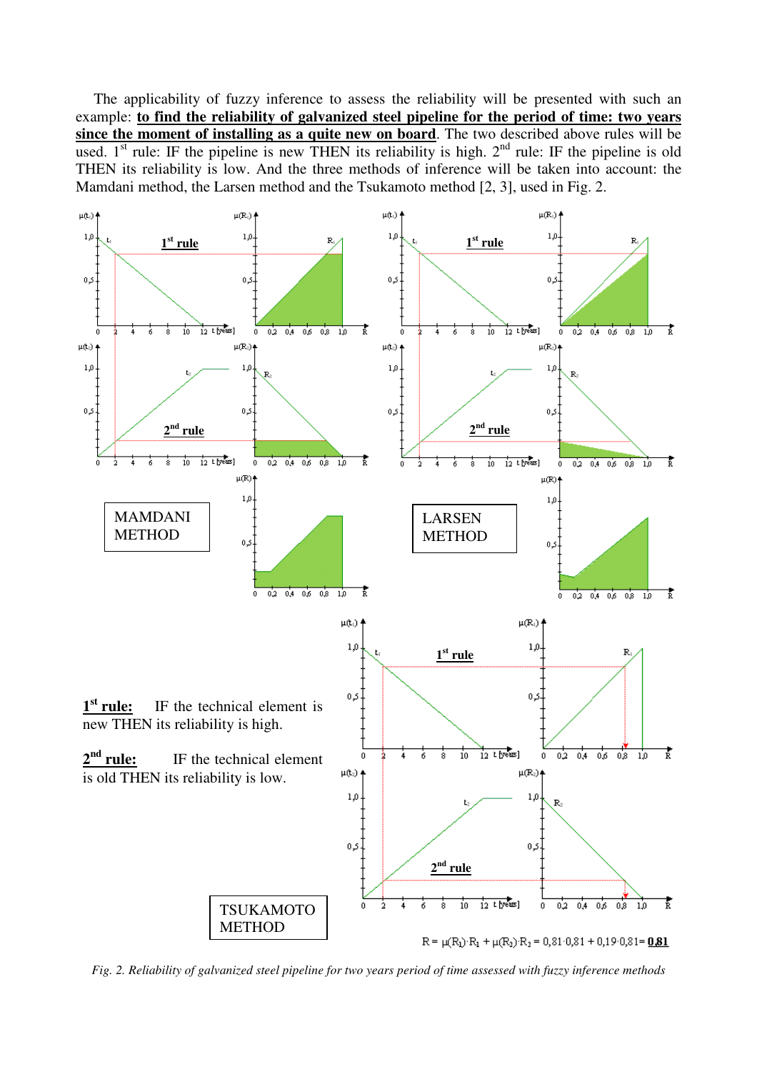The applicability of fuzzy inference to assess the reliability will be presented with such an example: **to find the reliability of galvanized steel pipeline for the period of time: two years since the moment of installing as a quite new on board**. The two described above rules will be used. 1st rule: IF the pipeline is new THEN its reliability is high. 2nd rule: IF the pipeline is old THEN its reliability is low. And the three methods of inference will be taken into account: the Mamdani method, the Larsen method and the Tsukamoto method [2, 3], used in Fig. 2.

MAMDANI METHOD

LARSEN METHOD

**1st rule:** IF the technical element is new THEN its reliability is high.

**2nd rule:** IF the technical element is old THEN its reliability is low.

TSUKAMOTO METHOD

$$R = \mu(R_1)\cdot R_1 + \mu(R_2)\cdot R_2 = 0{,}81\cdot 0{,}81 + 0{,}19\cdot 0{,}81 = \underline{\mathbf{0{,}81}}$$

*Fig. 2. Reliability of galvanized steel pipeline for two years period of time assessed with fuzzy inference methods*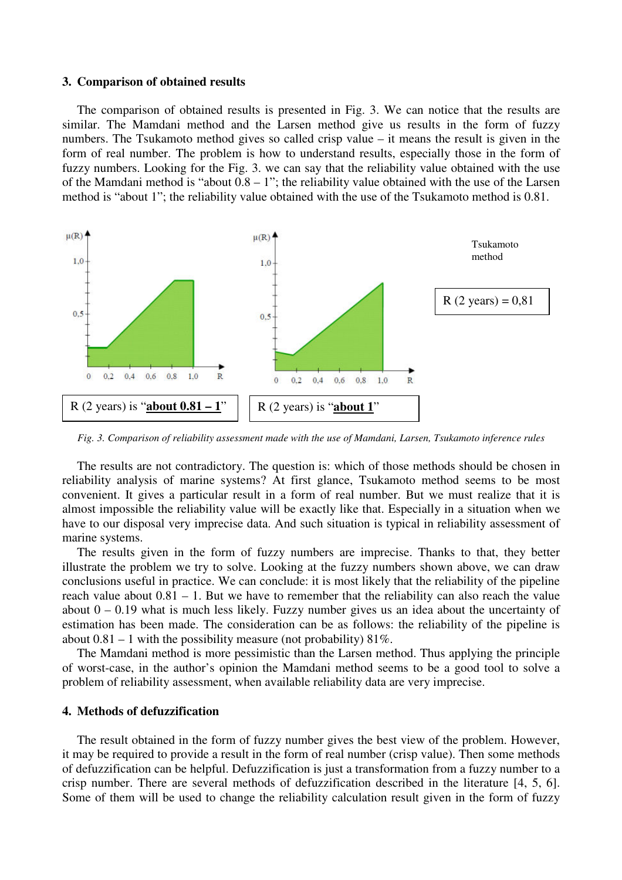## 3. Comparison of obtained results

The comparison of obtained results is presented in Fig. 3. We can notice that the results are similar. The Mamdani method and the Larsen method give us results in the form of fuzzy numbers. The Tsukamoto method gives so called crisp value – it means the result is given in the form of real number. The problem is how to understand results, especially those in the form of fuzzy numbers. Looking for the Fig. 3. we can say that the reliability value obtained with the use of the Mamdani method is "about 0.8 – 1"; the reliability value obtained with the use of the Larsen method is "about 1"; the reliability value obtained with the use of the Tsukamoto method is 0.81.

μ(R)

1,0

0,5

0 0,2 0,4 0,6 0,8 1,0 R

R (2 years) is "**about 0.81 – 1**"

μ(R)

1,0

0,5

0 0,2 0,4 0,6 0,8 1,0 R

R (2 years) is "**about 1**"

Tsukamoto method

R (2 years) = 0,81

*Fig. 3. Comparison of reliability assessment made with the use of Mamdani, Larsen, Tsukamoto inference rules*

The results are not contradictory. The question is: which of those methods should be chosen in reliability analysis of marine systems? At first glance, Tsukamoto method seems to be most convenient. It gives a particular result in a form of real number. But we must realize that it is almost impossible the reliability value will be exactly like that. Especially in a situation when we have to our disposal very imprecise data. And such situation is typical in reliability assessment of marine systems.

The results given in the form of fuzzy numbers are imprecise. Thanks to that, they better illustrate the problem we try to solve. Looking at the fuzzy numbers shown above, we can draw conclusions useful in practice. We can conclude: it is most likely that the reliability of the pipeline reach value about 0.81 – 1. But we have to remember that the reliability can also reach the value about 0 – 0.19 what is much less likely. Fuzzy number gives us an idea about the uncertainty of estimation has been made. The consideration can be as follows: the reliability of the pipeline is about 0.81 – 1 with the possibility measure (not probability) 81%.

The Mamdani method is more pessimistic than the Larsen method. Thus applying the principle of worst-case, in the author's opinion the Mamdani method seems to be a good tool to solve a problem of reliability assessment, when available reliability data are very imprecise.

## 4. Methods of defuzzification

The result obtained in the form of fuzzy number gives the best view of the problem. However, it may be required to provide a result in the form of real number (crisp value). Then some methods of defuzzification can be helpful. Defuzzification is just a transformation from a fuzzy number to a crisp number. There are several methods of defuzzification described in the literature [4, 5, 6]. Some of them will be used to change the reliability calculation result given in the form of fuzzy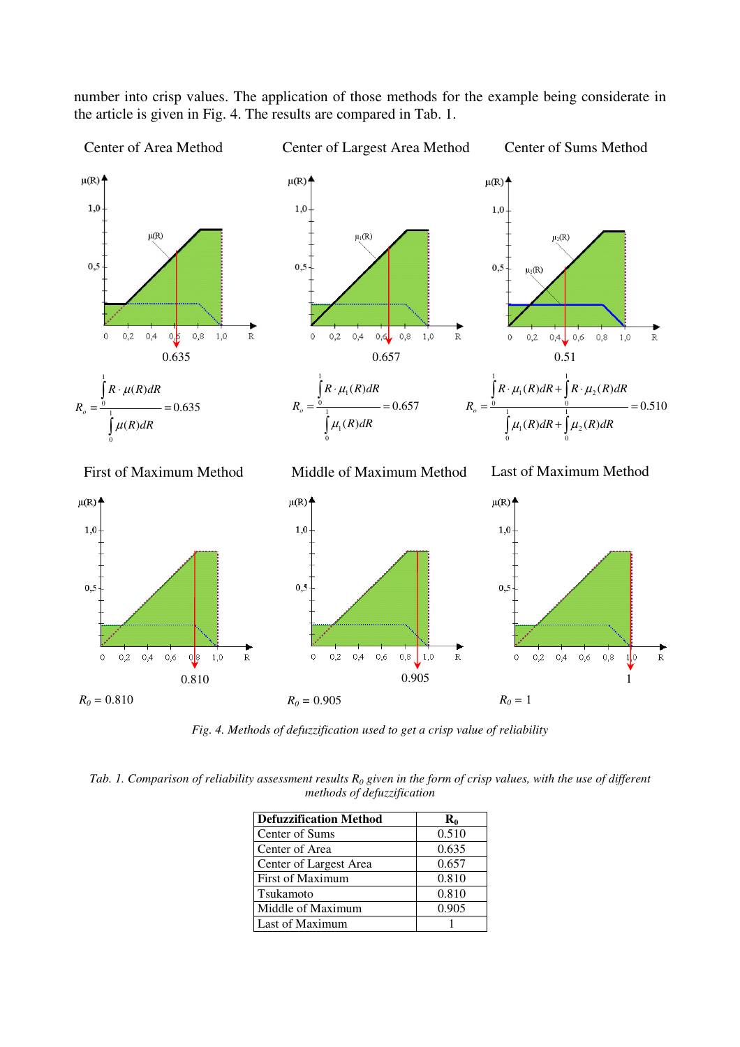number into crisp values. The application of those methods for the example being considerate in the article is given in Fig. 4. The results are compared in Tab. 1.

Center of Area Method

μ(R)

1,0

0,5

0 0,2 0,4 0,6 0,8 1,0 R

0.635

$$R_o = \frac{\int_0^1 R \cdot \mu(R) dR}{\int_0^1 \mu(R) dR} = 0.635$$

Center of Largest Area Method

$\mu_1(R)$

1,0

0,5

0 0,2 0,4 0,6 0,8 1,0 R

0.657

$$R_o = \frac{\int_0^1 R \cdot \mu_1(R) dR}{\int_0^1 \mu_1(R) dR} = 0.657$$

Center of Sums Method

$\mu_2(R)$

$\mu_1(R)$

1,0

0,5

0 0,2 0,4 0,6 0,8 1,0 R

0.51

$$R_o = \frac{\int_0^1 R \cdot \mu_1(R) dR + \int_0^1 R \cdot \mu_2(R) dR}{\int_0^1 \mu_1(R) dR + \int_0^1 \mu_2(R) dR} = 0.510$$

First of Maximum Method

μ(R)

1,0

0,5

0 0,2 0,4 0,6 0,8 1,0 R

0.810

$R_0 = 0.810$

Middle of Maximum Method

μ(R)

1,0

0,5

0 0,2 0,4 0,6 0,8 1,0 R

0.905

$R_0 = 0.905$

Last of Maximum Method

μ(R)

1,0

0,5

0 0,2 0,4 0,6 0,8 1,0 R

1

$R_0 = 1$

*Fig. 4. Methods of defuzzification used to get a crisp value of reliability*

*Tab. 1. Comparison of reliability assessment results $R_0$ given in the form of crisp values, with the use of different methods of defuzzification*

| Defuzzification Method | $R_0$ |
|---|---|
| Center of Sums | 0.510 |
| Center of Area | 0.635 |
| Center of Largest Area | 0.657 |
| First of Maximum | 0.810 |
| Tsukamoto | 0.810 |
| Middle of Maximum | 0.905 |
| Last of Maximum | 1 |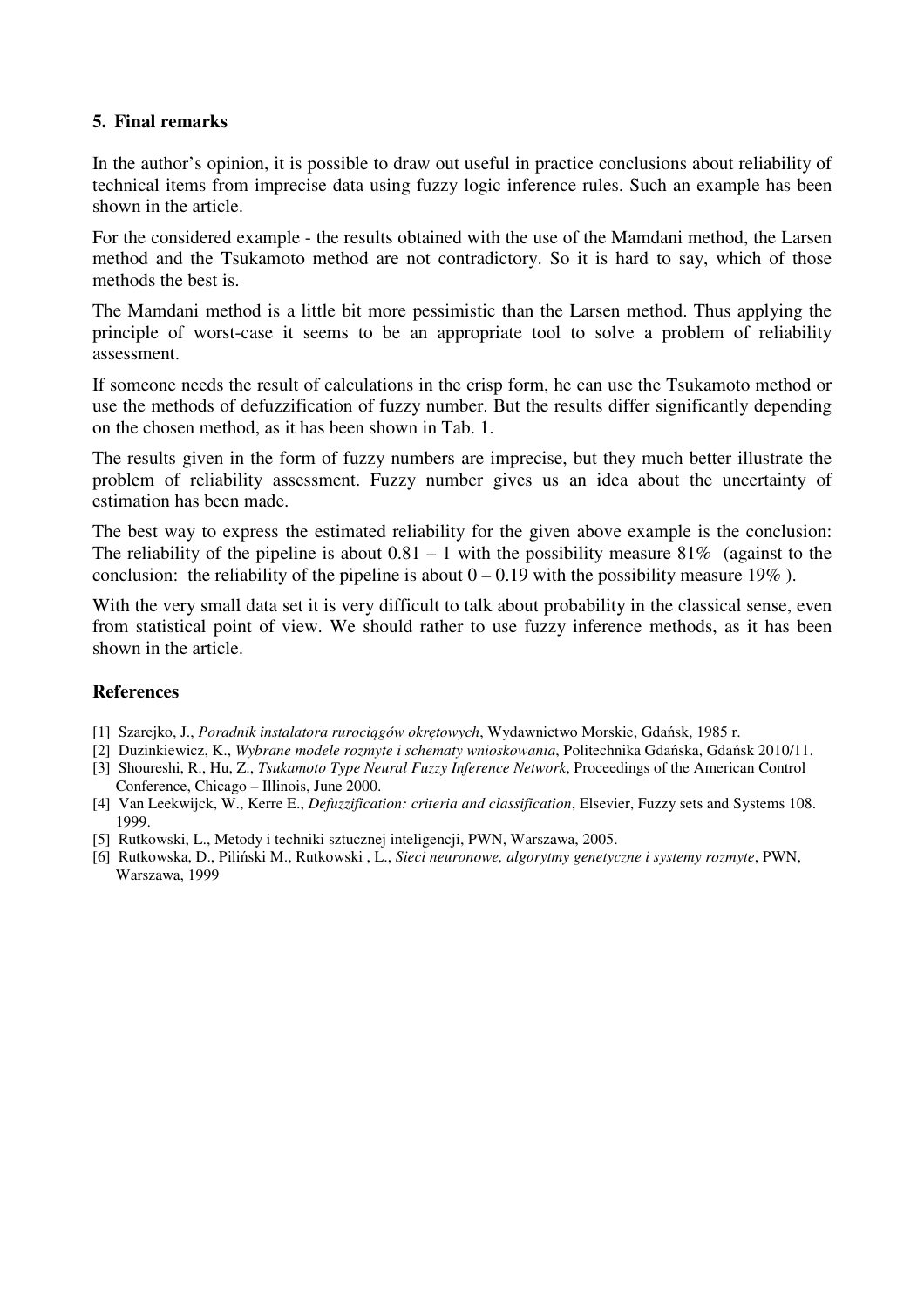## 5. Final remarks

In the author's opinion, it is possible to draw out useful in practice conclusions about reliability of technical items from imprecise data using fuzzy logic inference rules. Such an example has been shown in the article.

For the considered example - the results obtained with the use of the Mamdani method, the Larsen method and the Tsukamoto method are not contradictory. So it is hard to say, which of those methods the best is.

The Mamdani method is a little bit more pessimistic than the Larsen method. Thus applying the principle of worst-case it seems to be an appropriate tool to solve a problem of reliability assessment.

If someone needs the result of calculations in the crisp form, he can use the Tsukamoto method or use the methods of defuzzification of fuzzy number. But the results differ significantly depending on the chosen method, as it has been shown in Tab. 1.

The results given in the form of fuzzy numbers are imprecise, but they much better illustrate the problem of reliability assessment. Fuzzy number gives us an idea about the uncertainty of estimation has been made.

The best way to express the estimated reliability for the given above example is the conclusion: The reliability of the pipeline is about 0.81 – 1 with the possibility measure 81% (against to the conclusion: the reliability of the pipeline is about 0 – 0.19 with the possibility measure 19% ).

With the very small data set it is very difficult to talk about probability in the classical sense, even from statistical point of view. We should rather to use fuzzy inference methods, as it has been shown in the article.

## References

[1] Szarejko, J., *Poradnik instalatora rurociągów okrętowych*, Wydawnictwo Morskie, Gdańsk, 1985 r.

[2] Duzinkiewicz, K., *Wybrane modele rozmyte i schematy wnioskowania*, Politechnika Gdańska, Gdańsk 2010/11.

[3] Shoureshi, R., Hu, Z., *Tsukamoto Type Neural Fuzzy Inference Network*, Proceedings of the American Control Conference, Chicago – Illinois, June 2000.

[4] Van Leekwijck, W., Kerre E., *Defuzzification: criteria and classification*, Elsevier, Fuzzy sets and Systems 108. 1999.

[5] Rutkowski, L., Metody i techniki sztucznej inteligencji, PWN, Warszawa, 2005.

[6] Rutkowska, D., Piliński M., Rutkowski , L., *Sieci neuronowe, algorytmy genetyczne i systemy rozmyte*, PWN, Warszawa, 1999